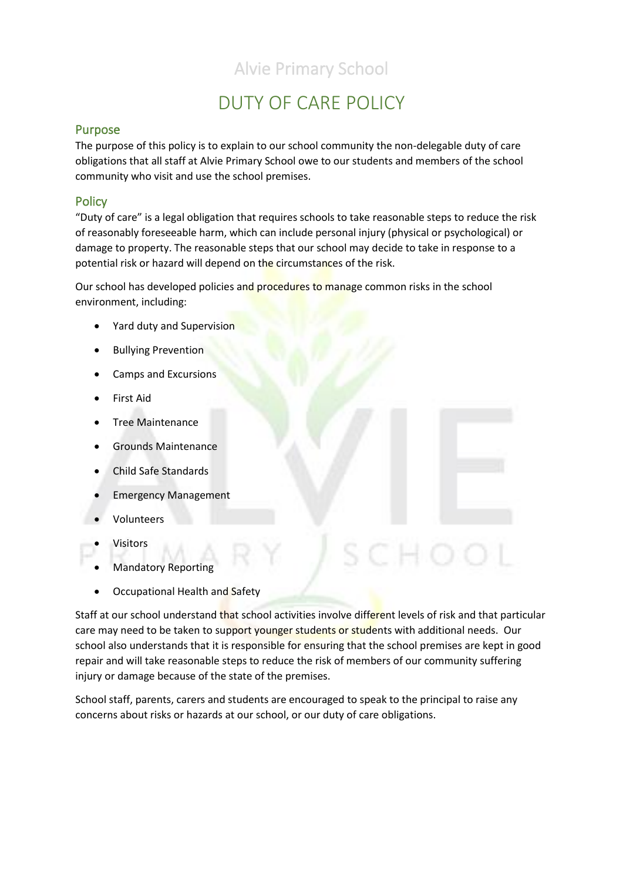Alvie Primary School

# DUTY OF CARE POLICY

## Purpose

The purpose of this policy is to explain to our school community the non-delegable duty of care obligations that all staff at Alvie Primary School owe to our students and members of the school community who visit and use the school premises.

## Policy

"Duty of care" is a legal obligation that requires schools to take reasonable steps to reduce the risk of reasonably foreseeable harm, which can include personal injury (physical or psychological) or damage to property. The reasonable steps that our school may decide to take in response to a potential risk or hazard will depend on the circumstances of the risk.

Our school has developed policies and procedures to manage common risks in the school environment, including:

- Yard duty and Supervision
- Bullying Prevention
- Camps and Excursions
- First Aid
- Tree Maintenance
- Grounds Maintenance
- Child Safe Standards
- Emergency Management
- Volunteers
- Visitors
- Mandatory Reporting
- Occupational Health and Safety

Staff at our school understand that school activities involve different levels of risk and that particular care may need to be taken to support younger students or students with additional needs. Our school also understands that it is responsible for ensuring that the school premises are kept in good repair and will take reasonable steps to reduce the risk of members of our community suffering injury or damage because of the state of the premises.

School staff, parents, carers and students are encouraged to speak to the principal to raise any concerns about risks or hazards at our school, or our duty of care obligations.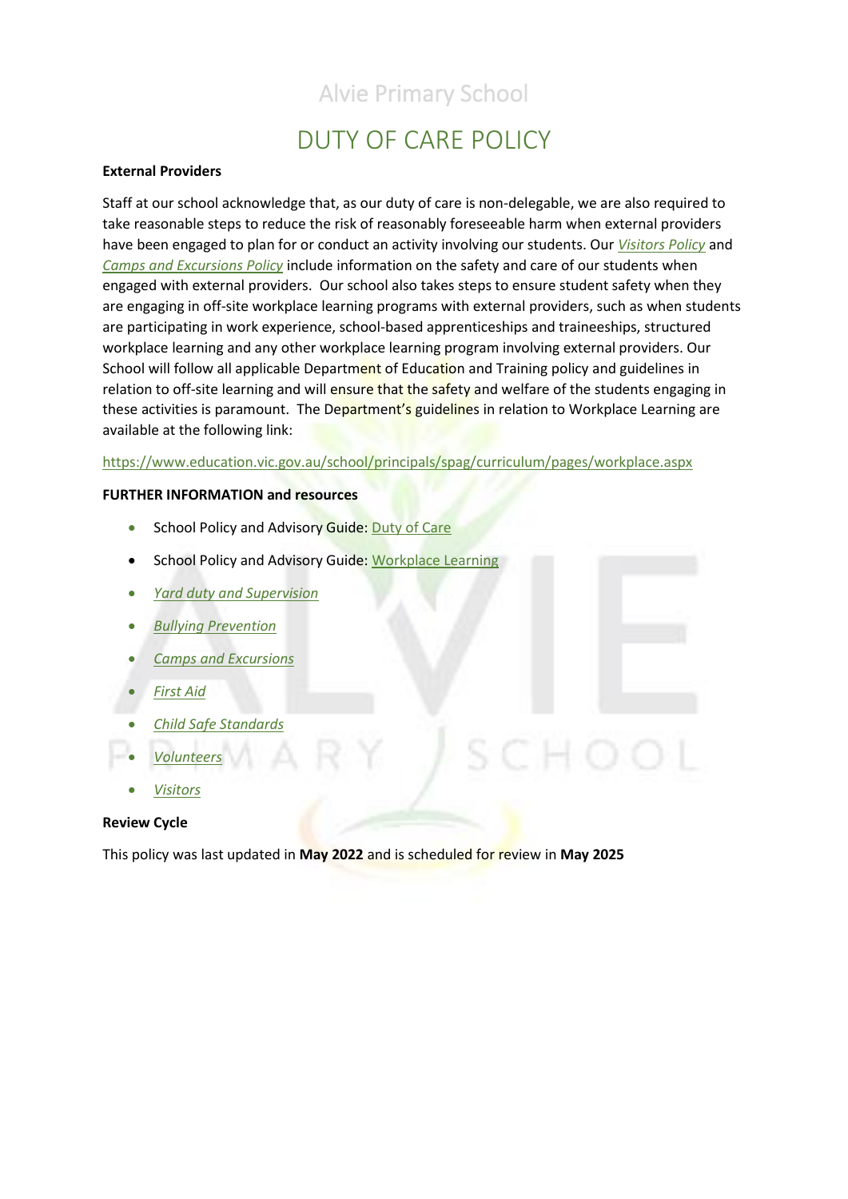**External Providers**

Staff at our school acknowledge that, as our duty of care is non-delegable, we are also required to take reasonable steps to reduce the risk of reasonably foreseeable harm when external providers have been engaged to plan for or conduct an activity involving our students. Our *Visitors Policy* and *Camps and Excursions Policy* include information on the safety and care of our students when engaged with external providers. Our school also takes steps to ensure student safety when they are engaging in off-site workplace learning programs with external providers, such as when students are participating in work experience, school-based apprenticeships and traineeships, structured workplace learning and any other workplace learning program involving external providers. Our School will follow all applicable Department of Education and Training policy and guidelines in relation to off-site learning and will ensure that the safety and welfare of the students engaging in these activities is paramount. The Department's guidelines in relation to Workplace Learning are available at the following link:

https://www.education.vic.gov.au/school/principals/spag/curriculum/pages/workplace.aspx

**FURTHER INFORMATION and resources**

- School Policy and Advisory Guide: Duty of Care
- School Policy and Advisory Guide: Workplace Learning
- *Yard duty and Supervision*
- *Bullying Prevention*
- *Camps and Excursions*
- *First Aid*
- *Child Safe Standards*
- *Volunteers*
- *Visitors*

**Review Cycle**

This policy was last updated in **May 2022** and is scheduled for review in **May 2025**